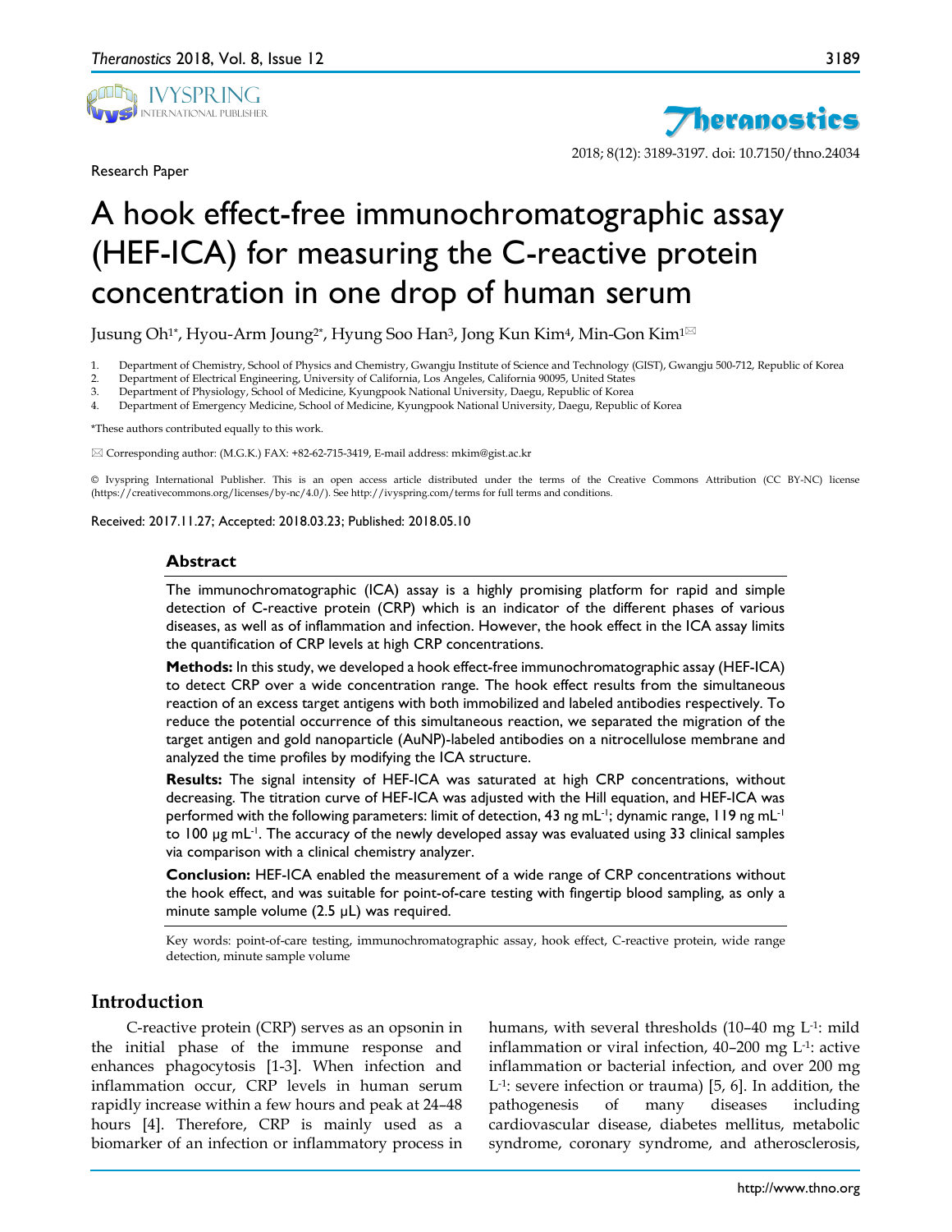Research Paper

# A hook effect-free immunochromatographic assay (HEF-ICA) for measuring the C-reactive protein concentration in one drop of human serum

Jusung Oh[1*], Hyou-Arm Joung[2*], Hyung Soo Han[3], Jong Kun Kim[4], Min-Gon Kim[1✉]

1. Department of Chemistry, School of Physics and Chemistry, Gwangju Institute of Science and Technology (GIST), Gwangju 500-712, Republic of Korea
2. Department of Electrical Engineering, University of California, Los Angeles, California 90095, United States
3. Department of Physiology, School of Medicine, Kyungpook National University, Daegu, Republic of Korea
4. Department of Emergency Medicine, School of Medicine, Kyungpook National University, Daegu, Republic of Korea

*These authors contributed equally to this work.

✉ Corresponding author: (M.G.K.) FAX: +82-62-715-3419, E-mail address: mkim@gist.ac.kr

© Ivyspring International Publisher. This is an open access article distributed under the terms of the Creative Commons Attribution (CC BY-NC) license (https://creativecommons.org/licenses/by-nc/4.0/). See http://ivyspring.com/terms for full terms and conditions.

Received: 2017.11.27; Accepted: 2018.03.23; Published: 2018.05.10

## Abstract

The immunochromatographic (ICA) assay is a highly promising platform for rapid and simple detection of C-reactive protein (CRP) which is an indicator of the different phases of various diseases, as well as of inflammation and infection. However, the hook effect in the ICA assay limits the quantification of CRP levels at high CRP concentrations.

**Methods:** In this study, we developed a hook effect-free immunochromatographic assay (HEF-ICA) to detect CRP over a wide concentration range. The hook effect results from the simultaneous reaction of an excess target antigens with both immobilized and labeled antibodies respectively. To reduce the potential occurrence of this simultaneous reaction, we separated the migration of the target antigen and gold nanoparticle (AuNP)-labeled antibodies on a nitrocellulose membrane and analyzed the time profiles by modifying the ICA structure.

**Results:** The signal intensity of HEF-ICA was saturated at high CRP concentrations, without decreasing. The titration curve of HEF-ICA was adjusted with the Hill equation, and HEF-ICA was performed with the following parameters: limit of detection, 43 ng $mL^{-1}$; dynamic range, 119 ng $mL^{-1}$ to 100 μg $mL^{-1}$. The accuracy of the newly developed assay was evaluated using 33 clinical samples via comparison with a clinical chemistry analyzer.

**Conclusion:** HEF-ICA enabled the measurement of a wide range of CRP concentrations without the hook effect, and was suitable for point-of-care testing with fingertip blood sampling, as only a minute sample volume (2.5 μL) was required.

Key words: point-of-care testing, immunochromatographic assay, hook effect, C-reactive protein, wide range detection, minute sample volume

## Introduction

C-reactive protein (CRP) serves as an opsonin in the initial phase of the immune response and enhances phagocytosis [1-3]. When infection and inflammation occur, CRP levels in human serum rapidly increase within a few hours and peak at 24–48 hours [4]. Therefore, CRP is mainly used as a biomarker of an infection or inflammatory process in humans, with several thresholds (10–40 mg $L^{-1}$: mild inflammation or viral infection, 40–200 mg $L^{-1}$: active inflammation or bacterial infection, and over 200 mg $L^{-1}$: severe infection or trauma) [5, 6]. In addition, the pathogenesis of many diseases including cardiovascular disease, diabetes mellitus, metabolic syndrome, coronary syndrome, and atherosclerosis,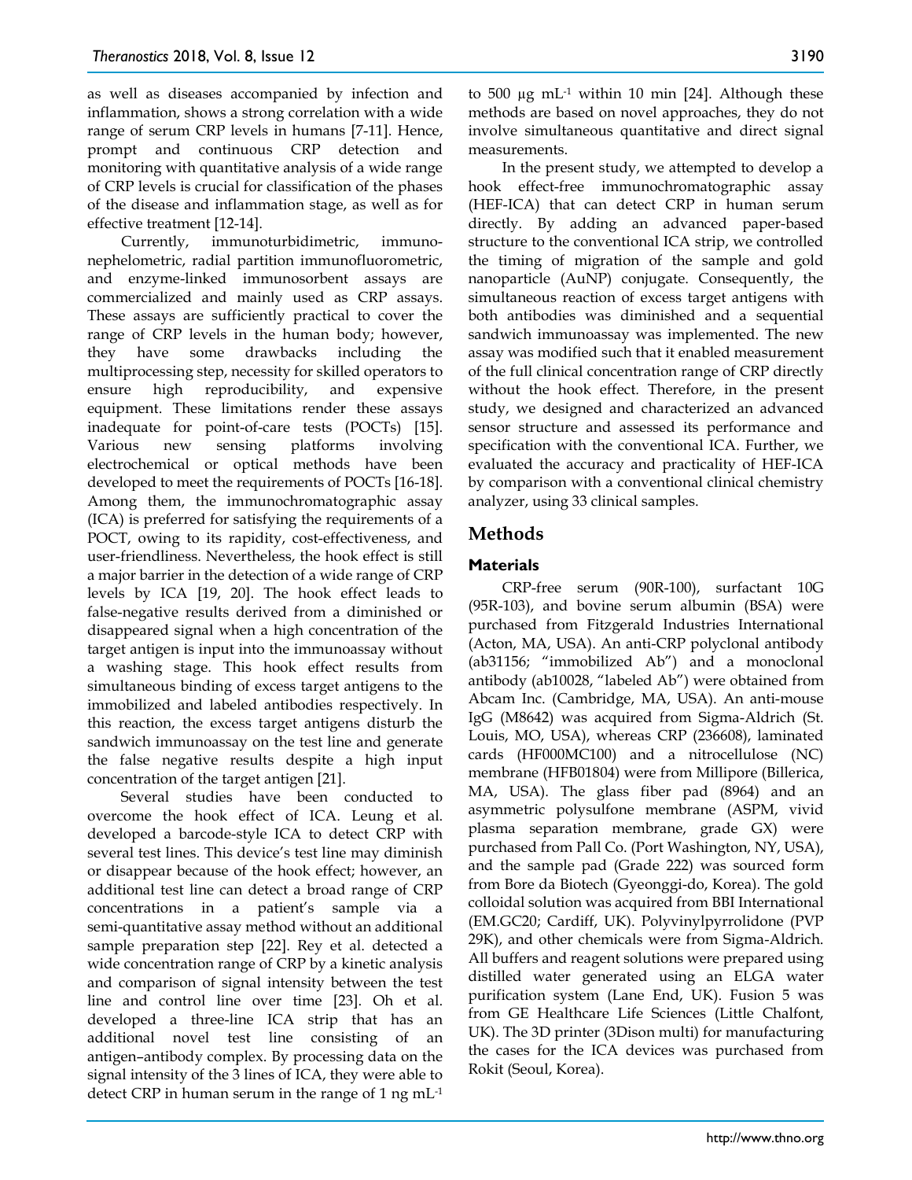as well as diseases accompanied by infection and inflammation, shows a strong correlation with a wide range of serum CRP levels in humans [7-11]. Hence, prompt and continuous CRP detection and monitoring with quantitative analysis of a wide range of CRP levels is crucial for classification of the phases of the disease and inflammation stage, as well as for effective treatment [12-14].

Currently, immunoturbidimetric, immunonephelometric, radial partition immunofluorometric, and enzyme-linked immunosorbent assays are commercialized and mainly used as CRP assays. These assays are sufficiently practical to cover the range of CRP levels in the human body; however, they have some drawbacks including the multiprocessing step, necessity for skilled operators to ensure high reproducibility, and expensive equipment. These limitations render these assays inadequate for point-of-care tests (POCTs) [15]. Various new sensing platforms involving electrochemical or optical methods have been developed to meet the requirements of POCTs [16-18]. Among them, the immunochromatographic assay (ICA) is preferred for satisfying the requirements of a POCT, owing to its rapidity, cost-effectiveness, and user-friendliness. Nevertheless, the hook effect is still a major barrier in the detection of a wide range of CRP levels by ICA [19, 20]. The hook effect leads to false-negative results derived from a diminished or disappeared signal when a high concentration of the target antigen is input into the immunoassay without a washing stage. This hook effect results from simultaneous binding of excess target antigens to the immobilized and labeled antibodies respectively. In this reaction, the excess target antigens disturb the sandwich immunoassay on the test line and generate the false negative results despite a high input concentration of the target antigen [21].

Several studies have been conducted to overcome the hook effect of ICA. Leung et al. developed a barcode-style ICA to detect CRP with several test lines. This device's test line may diminish or disappear because of the hook effect; however, an additional test line can detect a broad range of CRP concentrations in a patient's sample via a semi-quantitative assay method without an additional sample preparation step [22]. Rey et al. detected a wide concentration range of CRP by a kinetic analysis and comparison of signal intensity between the test line and control line over time [23]. Oh et al. developed a three-line ICA strip that has an additional novel test line consisting of an antigen–antibody complex. By processing data on the signal intensity of the 3 lines of ICA, they were able to detect CRP in human serum in the range of 1 ng mL$^{-1}$ to 500 μg mL$^{-1}$ within 10 min [24]. Although these methods are based on novel approaches, they do not involve simultaneous quantitative and direct signal measurements.

In the present study, we attempted to develop a hook effect-free immunochromatographic assay (HEF-ICA) that can detect CRP in human serum directly. By adding an advanced paper-based structure to the conventional ICA strip, we controlled the timing of migration of the sample and gold nanoparticle (AuNP) conjugate. Consequently, the simultaneous reaction of excess target antigens with both antibodies was diminished and a sequential sandwich immunoassay was implemented. The new assay was modified such that it enabled measurement of the full clinical concentration range of CRP directly without the hook effect. Therefore, in the present study, we designed and characterized an advanced sensor structure and assessed its performance and specification with the conventional ICA. Further, we evaluated the accuracy and practicality of HEF-ICA by comparison with a conventional clinical chemistry analyzer, using 33 clinical samples.

## Methods

### Materials

CRP-free serum (90R-100), surfactant 10G (95R-103), and bovine serum albumin (BSA) were purchased from Fitzgerald Industries International (Acton, MA, USA). An anti-CRP polyclonal antibody (ab31156; "immobilized Ab") and a monoclonal antibody (ab10028, "labeled Ab") were obtained from Abcam Inc. (Cambridge, MA, USA). An anti-mouse IgG (M8642) was acquired from Sigma-Aldrich (St. Louis, MO, USA), whereas CRP (236608), laminated cards (HF000MC100) and a nitrocellulose (NC) membrane (HFB01804) were from Millipore (Billerica, MA, USA). The glass fiber pad (8964) and an asymmetric polysulfone membrane (ASPM, vivid plasma separation membrane, grade GX) were purchased from Pall Co. (Port Washington, NY, USA), and the sample pad (Grade 222) was sourced form from Bore da Biotech (Gyeonggi-do, Korea). The gold colloidal solution was acquired from BBI International (EM.GC20; Cardiff, UK). Polyvinylpyrrolidone (PVP 29K), and other chemicals were from Sigma-Aldrich. All buffers and reagent solutions were prepared using distilled water generated using an ELGA water purification system (Lane End, UK). Fusion 5 was from GE Healthcare Life Sciences (Little Chalfont, UK). The 3D printer (3Dison multi) for manufacturing the cases for the ICA devices was purchased from Rokit (Seoul, Korea).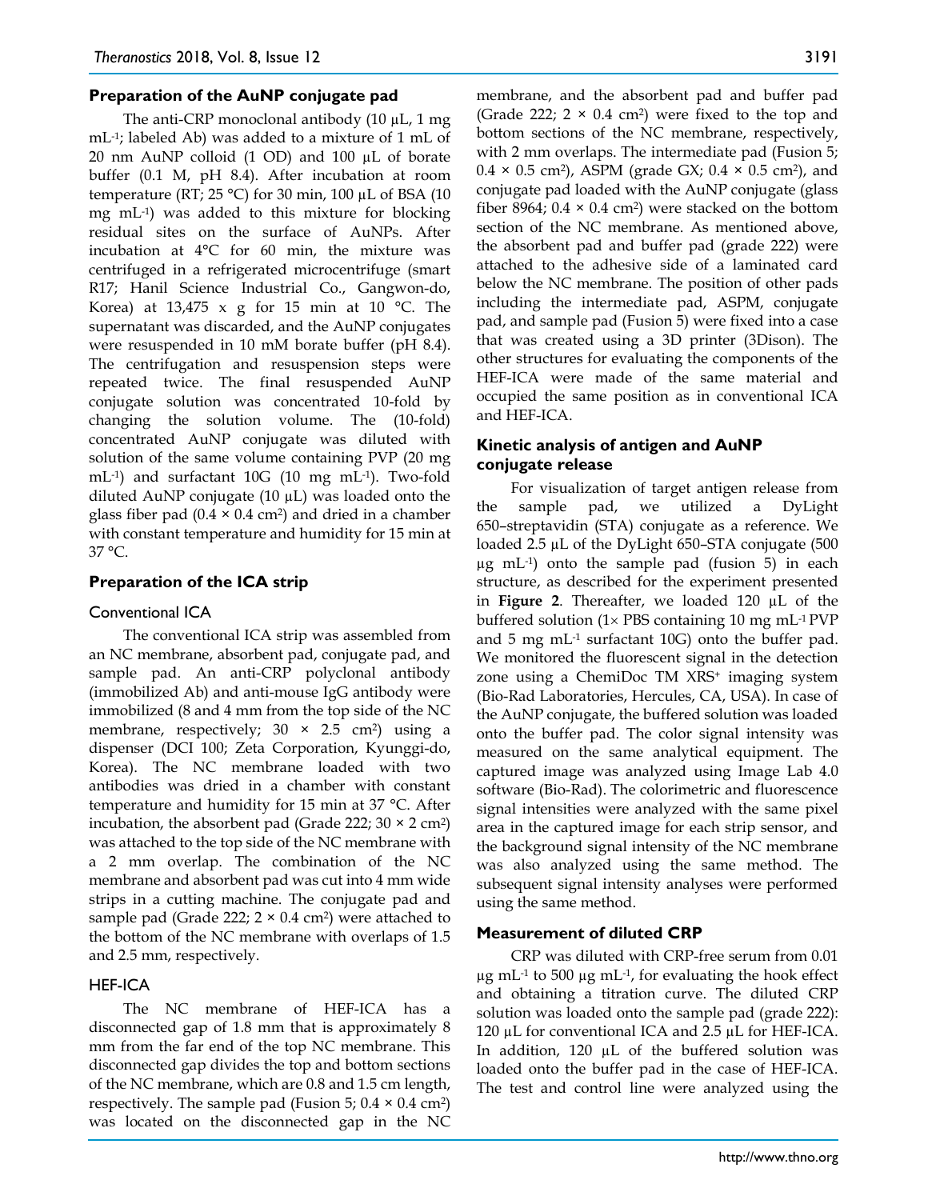### Preparation of the AuNP conjugate pad

The anti-CRP monoclonal antibody (10 μL, 1 mg mL$^{-1}$; labeled Ab) was added to a mixture of 1 mL of 20 nm AuNP colloid (1 OD) and 100 μL of borate buffer (0.1 M, pH 8.4). After incubation at room temperature (RT; 25 °C) for 30 min, 100 μL of BSA (10 mg mL$^{-1}$) was added to this mixture for blocking residual sites on the surface of AuNPs. After incubation at 4°C for 60 min, the mixture was centrifuged in a refrigerated microcentrifuge (smart R17; Hanil Science Industrial Co., Gangwon-do, Korea) at 13,475 x g for 15 min at 10 °C. The supernatant was discarded, and the AuNP conjugates were resuspended in 10 mM borate buffer (pH 8.4). The centrifugation and resuspension steps were repeated twice. The final resuspended AuNP conjugate solution was concentrated 10-fold by changing the solution volume. The (10-fold) concentrated AuNP conjugate was diluted with solution of the same volume containing PVP (20 mg mL$^{-1}$) and surfactant 10G (10 mg mL$^{-1}$). Two-fold diluted AuNP conjugate (10 μL) was loaded onto the glass fiber pad (0.4 × 0.4 cm$^2$) and dried in a chamber with constant temperature and humidity for 15 min at 37 °C.

### Preparation of the ICA strip

#### Conventional ICA

The conventional ICA strip was assembled from an NC membrane, absorbent pad, conjugate pad, and sample pad. An anti-CRP polyclonal antibody (immobilized Ab) and anti-mouse IgG antibody were immobilized (8 and 4 mm from the top side of the NC membrane, respectively; 30 × 2.5 cm$^2$) using a dispenser (DCI 100; Zeta Corporation, Kyunggi-do, Korea). The NC membrane loaded with two antibodies was dried in a chamber with constant temperature and humidity for 15 min at 37 °C. After incubation, the absorbent pad (Grade 222; 30 × 2 cm$^2$) was attached to the top side of the NC membrane with a 2 mm overlap. The combination of the NC membrane and absorbent pad was cut into 4 mm wide strips in a cutting machine. The conjugate pad and sample pad (Grade 222; 2 × 0.4 cm$^2$) were attached to the bottom of the NC membrane with overlaps of 1.5 and 2.5 mm, respectively.

#### HEF-ICA

The NC membrane of HEF-ICA has a disconnected gap of 1.8 mm that is approximately 8 mm from the far end of the top NC membrane. This disconnected gap divides the top and bottom sections of the NC membrane, which are 0.8 and 1.5 cm length, respectively. The sample pad (Fusion 5; 0.4 × 0.4 cm$^2$) was located on the disconnected gap in the NC membrane, and the absorbent pad and buffer pad (Grade 222; 2 × 0.4 cm$^2$) were fixed to the top and bottom sections of the NC membrane, respectively, with 2 mm overlaps. The intermediate pad (Fusion 5; 0.4 × 0.5 cm$^2$), ASPM (grade GX; 0.4 × 0.5 cm$^2$), and conjugate pad loaded with the AuNP conjugate (glass fiber 8964; 0.4 × 0.4 cm$^2$) were stacked on the bottom section of the NC membrane. As mentioned above, the absorbent pad and buffer pad (grade 222) were attached to the adhesive side of a laminated card below the NC membrane. The position of other pads including the intermediate pad, ASPM, conjugate pad, and sample pad (Fusion 5) were fixed into a case that was created using a 3D printer (3Dison). The other structures for evaluating the components of the HEF-ICA were made of the same material and occupied the same position as in conventional ICA and HEF-ICA.

### Kinetic analysis of antigen and AuNP conjugate release

For visualization of target antigen release from the sample pad, we utilized a DyLight 650–streptavidin (STA) conjugate as a reference. We loaded 2.5 μL of the DyLight 650–STA conjugate (500 μg mL$^{-1}$) onto the sample pad (fusion 5) in each structure, as described for the experiment presented in **Figure 2**. Thereafter, we loaded 120 μL of the buffered solution (1× PBS containing 10 mg mL$^{-1}$ PVP and 5 mg mL$^{-1}$ surfactant 10G) onto the buffer pad. We monitored the fluorescent signal in the detection zone using a ChemiDoc TM XRS$^+$ imaging system (Bio-Rad Laboratories, Hercules, CA, USA). In case of the AuNP conjugate, the buffered solution was loaded onto the buffer pad. The color signal intensity was measured on the same analytical equipment. The captured image was analyzed using Image Lab 4.0 software (Bio-Rad). The colorimetric and fluorescence signal intensities were analyzed with the same pixel area in the captured image for each strip sensor, and the background signal intensity of the NC membrane was also analyzed using the same method. The subsequent signal intensity analyses were performed using the same method.

### Measurement of diluted CRP

CRP was diluted with CRP-free serum from 0.01 μg mL$^{-1}$ to 500 μg mL$^{-1}$, for evaluating the hook effect and obtaining a titration curve. The diluted CRP solution was loaded onto the sample pad (grade 222): 120 μL for conventional ICA and 2.5 μL for HEF-ICA. In addition, 120 μL of the buffered solution was loaded onto the buffer pad in the case of HEF-ICA. The test and control line were analyzed using the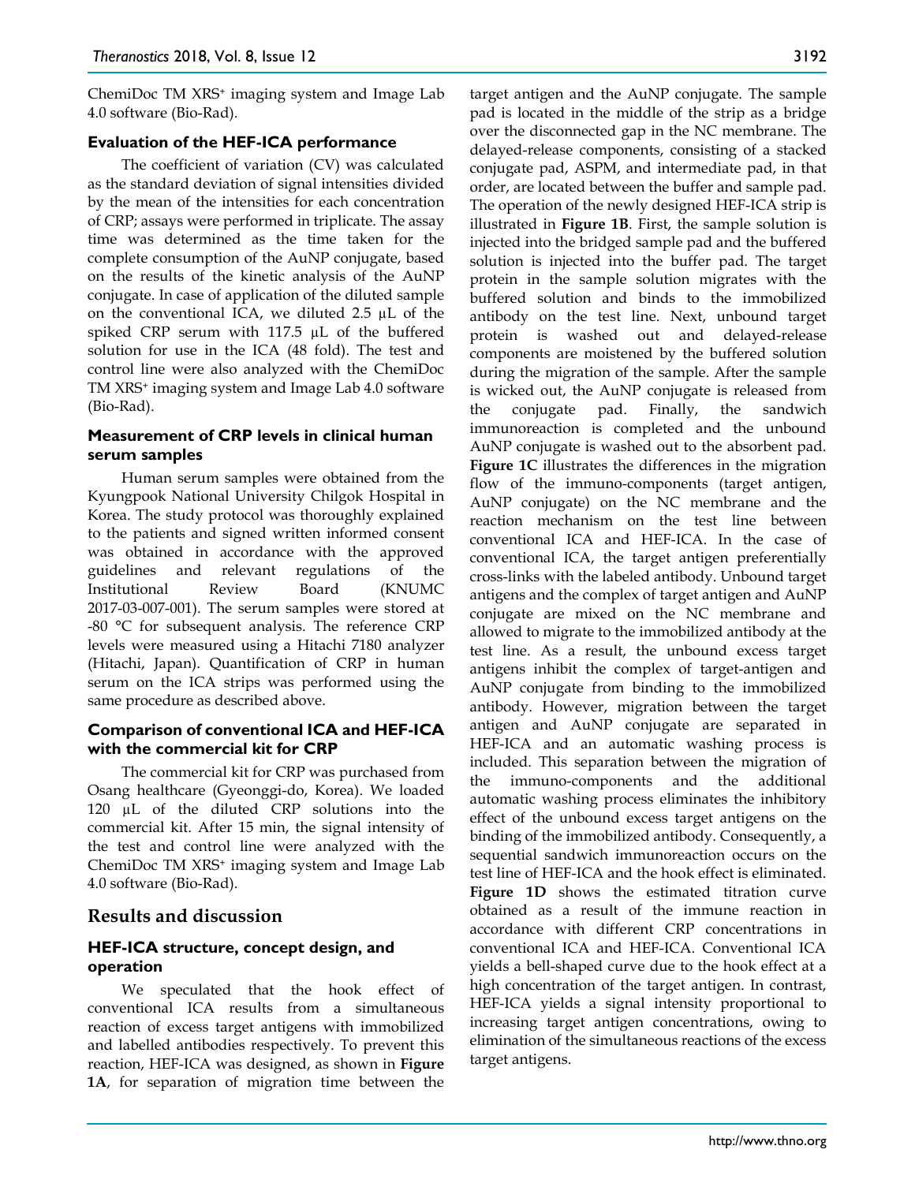ChemiDoc TM XRS⁺ imaging system and Image Lab 4.0 software (Bio-Rad).

### Evaluation of the HEF-ICA performance

The coefficient of variation (CV) was calculated as the standard deviation of signal intensities divided by the mean of the intensities for each concentration of CRP; assays were performed in triplicate. The assay time was determined as the time taken for the complete consumption of the AuNP conjugate, based on the results of the kinetic analysis of the AuNP conjugate. In case of application of the diluted sample on the conventional ICA, we diluted 2.5 µL of the spiked CRP serum with 117.5 µL of the buffered solution for use in the ICA (48 fold). The test and control line were also analyzed with the ChemiDoc TM XRS⁺ imaging system and Image Lab 4.0 software (Bio-Rad).

### Measurement of CRP levels in clinical human serum samples

Human serum samples were obtained from the Kyungpook National University Chilgok Hospital in Korea. The study protocol was thoroughly explained to the patients and signed written informed consent was obtained in accordance with the approved guidelines and relevant regulations of the Institutional Review Board (KNUMC 2017-03-007-001). The serum samples were stored at -80 °C for subsequent analysis. The reference CRP levels were measured using a Hitachi 7180 analyzer (Hitachi, Japan). Quantification of CRP in human serum on the ICA strips was performed using the same procedure as described above.

### Comparison of conventional ICA and HEF-ICA with the commercial kit for CRP

The commercial kit for CRP was purchased from Osang healthcare (Gyeonggi-do, Korea). We loaded 120 µL of the diluted CRP solutions into the commercial kit. After 15 min, the signal intensity of the test and control line were analyzed with the ChemiDoc TM XRS⁺ imaging system and Image Lab 4.0 software (Bio-Rad).

## Results and discussion

### HEF-ICA structure, concept design, and operation

We speculated that the hook effect of conventional ICA results from a simultaneous reaction of excess target antigens with immobilized and labelled antibodies respectively. To prevent this reaction, HEF-ICA was designed, as shown in **Figure 1A**, for separation of migration time between the target antigen and the AuNP conjugate. The sample pad is located in the middle of the strip as a bridge over the disconnected gap in the NC membrane. The delayed-release components, consisting of a stacked conjugate pad, ASPM, and intermediate pad, in that order, are located between the buffer and sample pad. The operation of the newly designed HEF-ICA strip is illustrated in **Figure 1B**. First, the sample solution is injected into the bridged sample pad and the buffered solution is injected into the buffer pad. The target protein in the sample solution migrates with the buffered solution and binds to the immobilized antibody on the test line. Next, unbound target protein is washed out and delayed-release components are moistened by the buffered solution during the migration of the sample. After the sample is wicked out, the AuNP conjugate is released from the conjugate pad. Finally, the sandwich immunoreaction is completed and the unbound AuNP conjugate is washed out to the absorbent pad. **Figure 1C** illustrates the differences in the migration flow of the immuno-components (target antigen, AuNP conjugate) on the NC membrane and the reaction mechanism on the test line between conventional ICA and HEF-ICA. In the case of conventional ICA, the target antigen preferentially cross-links with the labeled antibody. Unbound target antigens and the complex of target antigen and AuNP conjugate are mixed on the NC membrane and allowed to migrate to the immobilized antibody at the test line. As a result, the unbound excess target antigens inhibit the complex of target-antigen and AuNP conjugate from binding to the immobilized antibody. However, migration between the target antigen and AuNP conjugate are separated in HEF-ICA and an automatic washing process is included. This separation between the migration of the immuno-components and the additional automatic washing process eliminates the inhibitory effect of the unbound excess target antigens on the binding of the immobilized antibody. Consequently, a sequential sandwich immunoreaction occurs on the test line of HEF-ICA and the hook effect is eliminated. **Figure 1D** shows the estimated titration curve obtained as a result of the immune reaction in accordance with different CRP concentrations in conventional ICA and HEF-ICA. Conventional ICA yields a bell-shaped curve due to the hook effect at a high concentration of the target antigen. In contrast, HEF-ICA yields a signal intensity proportional to increasing target antigen concentrations, owing to elimination of the simultaneous reactions of the excess target antigens.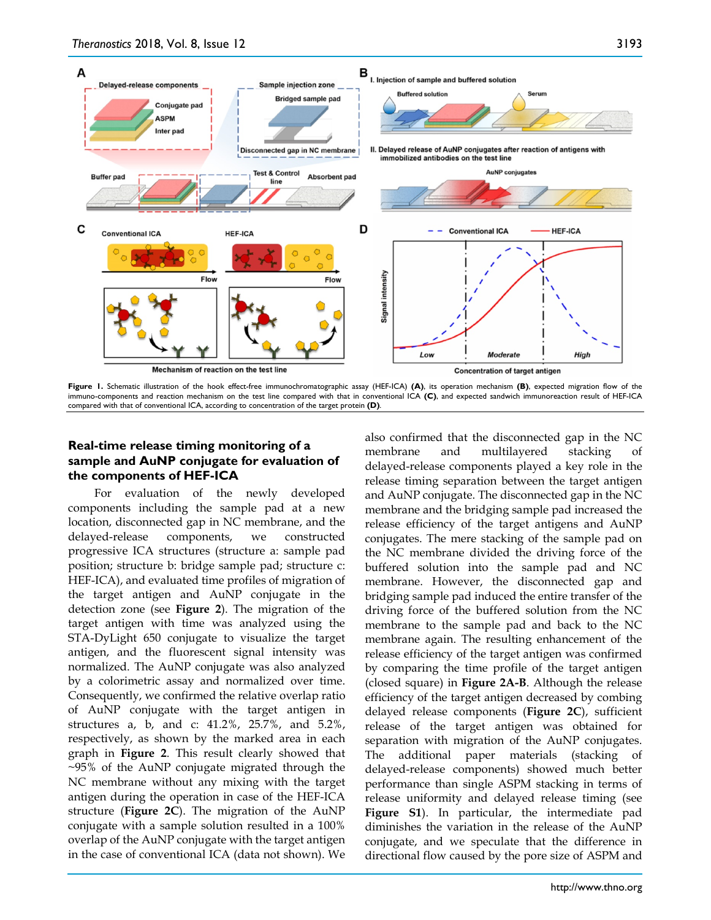**Figure 1.** Schematic illustration of the hook effect-free immunochromatographic assay (HEF-ICA) **(A)**, its operation mechanism **(B)**, expected migration flow of the immuno-components and reaction mechanism on the test line compared with that in conventional ICA **(C)**, and expected sandwich immunoreaction result of HEF-ICA compared with that of conventional ICA, according to concentration of the target protein **(D)**.

### Real-time release timing monitoring of a sample and AuNP conjugate for evaluation of the components of HEF-ICA

For evaluation of the newly developed components including the sample pad at a new location, disconnected gap in NC membrane, and the delayed-release components, we constructed progressive ICA structures (structure a: sample pad position; structure b: bridge sample pad; structure c: HEF-ICA), and evaluated time profiles of migration of the target antigen and AuNP conjugate in the detection zone (see **Figure 2**). The migration of the target antigen with time was analyzed using the STA-DyLight 650 conjugate to visualize the target antigen, and the fluorescent signal intensity was normalized. The AuNP conjugate was also analyzed by a colorimetric assay and normalized over time. Consequently, we confirmed the relative overlap ratio of AuNP conjugate with the target antigen in structures a, b, and c: 41.2%, 25.7%, and 5.2%, respectively, as shown by the marked area in each graph in **Figure 2**. This result clearly showed that ~95% of the AuNP conjugate migrated through the NC membrane without any mixing with the target antigen during the operation in case of the HEF-ICA structure (**Figure 2C**). The migration of the AuNP conjugate with a sample solution resulted in a 100% overlap of the AuNP conjugate with the target antigen in the case of conventional ICA (data not shown). We also confirmed that the disconnected gap in the NC membrane and multilayered stacking of delayed-release components played a key role in the release timing separation between the target antigen and AuNP conjugate. The disconnected gap in the NC membrane and the bridging sample pad increased the release efficiency of the target antigens and AuNP conjugates. The mere stacking of the sample pad on the NC membrane divided the driving force of the buffered solution into the sample pad and NC membrane. However, the disconnected gap and bridging sample pad induced the entire transfer of the driving force of the buffered solution from the NC membrane to the sample pad and back to the NC membrane again. The resulting enhancement of the release efficiency of the target antigen was confirmed by comparing the time profile of the target antigen (closed square) in **Figure 2A-B**. Although the release efficiency of the target antigen decreased by combing delayed release components (**Figure 2C**), sufficient release of the target antigen was obtained for separation with migration of the AuNP conjugates. The additional paper materials (stacking of delayed-release components) showed much better performance than single ASPM stacking in terms of release uniformity and delayed release timing (see **Figure S1**). In particular, the intermediate pad diminishes the variation in the release of the AuNP conjugate, and we speculate that the difference in directional flow caused by the pore size of ASPM and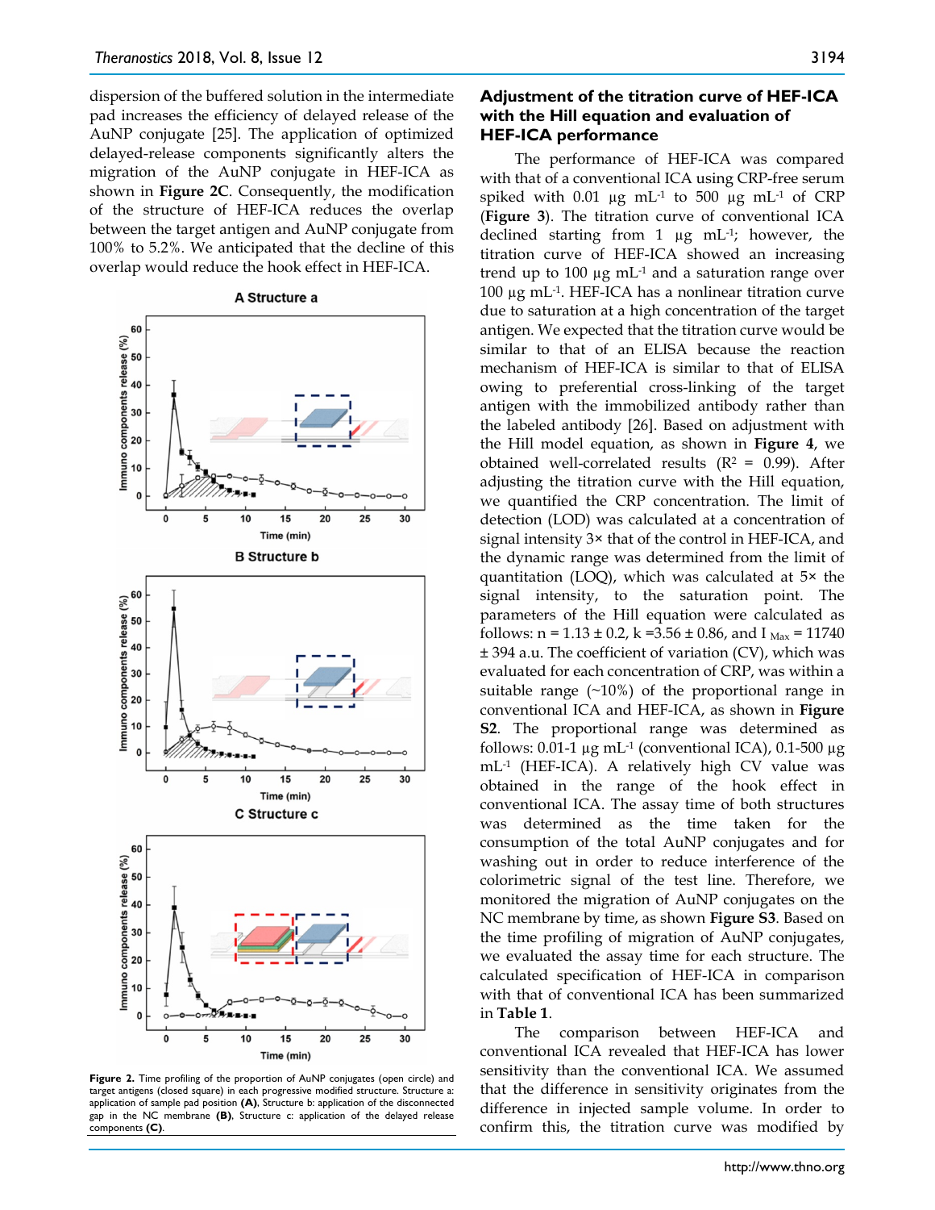dispersion of the buffered solution in the intermediate pad increases the efficiency of delayed release of the AuNP conjugate [25]. The application of optimized delayed-release components significantly alters the migration of the AuNP conjugate in HEF-ICA as shown in **Figure 2C**. Consequently, the modification of the structure of HEF-ICA reduces the overlap between the target antigen and AuNP conjugate from 100% to 5.2%. We anticipated that the decline of this overlap would reduce the hook effect in HEF-ICA.

**Figure 2.** Time profiling of the proportion of AuNP conjugates (open circle) and target antigens (closed square) in each progressive modified structure. Structure a: application of sample pad position **(A)**, Structure b: application of the disconnected gap in the NC membrane **(B)**, Structure c: application of the delayed release components **(C)**.

### Adjustment of the titration curve of HEF-ICA with the Hill equation and evaluation of HEF-ICA performance

The performance of HEF-ICA was compared with that of a conventional ICA using CRP-free serum spiked with 0.01 µg $mL^{-1}$ to 500 µg $mL^{-1}$ of CRP (**Figure 3**). The titration curve of conventional ICA declined starting from 1 µg $mL^{-1}$; however, the titration curve of HEF-ICA showed an increasing trend up to 100 µg $mL^{-1}$ and a saturation range over 100 µg $mL^{-1}$. HEF-ICA has a nonlinear titration curve due to saturation at a high concentration of the target antigen. We expected that the titration curve would be similar to that of an ELISA because the reaction mechanism of HEF-ICA is similar to that of ELISA owing to preferential cross-linking of the target antigen with the immobilized antibody rather than the labeled antibody [26]. Based on adjustment with the Hill model equation, as shown in **Figure 4**, we obtained well-correlated results ($R^2$ = 0.99). After adjusting the titration curve with the Hill equation, we quantified the CRP concentration. The limit of detection (LOD) was calculated at a concentration of signal intensity 3× that of the control in HEF-ICA, and the dynamic range was determined from the limit of quantitation (LOQ), which was calculated at 5× the signal intensity, to the saturation point. The parameters of the Hill equation were calculated as follows: n = 1.13 ± 0.2, k =3.56 ± 0.86, and $I_{Max}$ = 11740 ± 394 a.u. The coefficient of variation (CV), which was evaluated for each concentration of CRP, was within a suitable range (~10%) of the proportional range in conventional ICA and HEF-ICA, as shown in **Figure S2**. The proportional range was determined as follows: 0.01-1 µg $mL^{-1}$ (conventional ICA), 0.1-500 µg $mL^{-1}$ (HEF-ICA). A relatively high CV value was obtained in the range of the hook effect in conventional ICA. The assay time of both structures was determined as the time taken for the consumption of the total AuNP conjugates and for washing out in order to reduce interference of the colorimetric signal of the test line. Therefore, we monitored the migration of AuNP conjugates on the NC membrane by time, as shown **Figure S3**. Based on the time profiling of migration of AuNP conjugates, we evaluated the assay time for each structure. The calculated specification of HEF-ICA in comparison with that of conventional ICA has been summarized in **Table 1**.

The comparison between HEF-ICA and conventional ICA revealed that HEF-ICA has lower sensitivity than the conventional ICA. We assumed that the difference in sensitivity originates from the difference in injected sample volume. In order to confirm this, the titration curve was modified by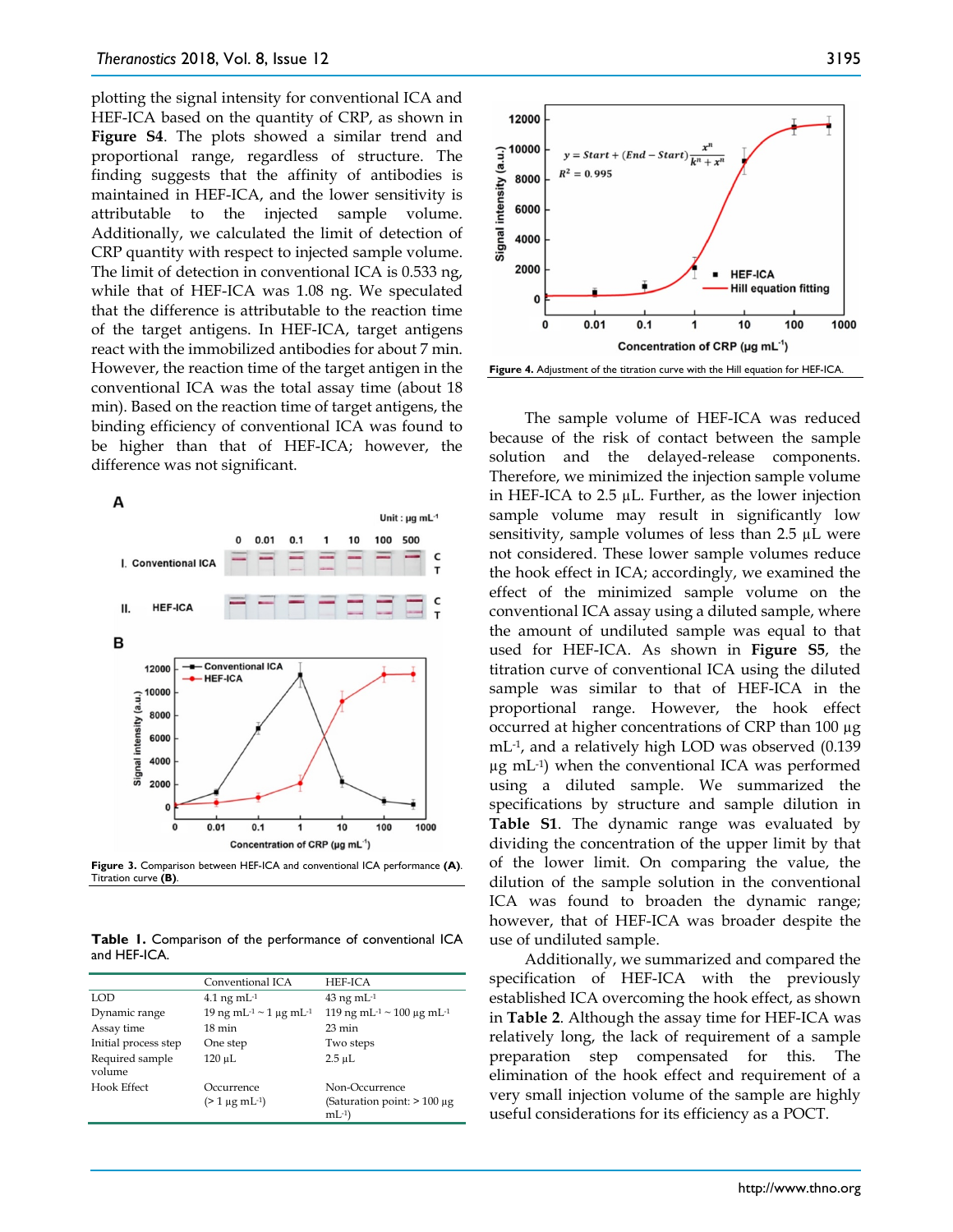plotting the signal intensity for conventional ICA and HEF-ICA based on the quantity of CRP, as shown in **Figure S4**. The plots showed a similar trend and proportional range, regardless of structure. The finding suggests that the affinity of antibodies is maintained in HEF-ICA, and the lower sensitivity is attributable to the injected sample volume. Additionally, we calculated the limit of detection of CRP quantity with respect to injected sample volume. The limit of detection in conventional ICA is 0.533 ng, while that of HEF-ICA was 1.08 ng. We speculated that the difference is attributable to the reaction time of the target antigens. In HEF-ICA, target antigens react with the immobilized antibodies for about 7 min. However, the reaction time of the target antigen in the conventional ICA was the total assay time (about 18 min). Based on the reaction time of target antigens, the binding efficiency of conventional ICA was found to be higher than that of HEF-ICA; however, the difference was not significant.

**Figure 3.** Comparison between HEF-ICA and conventional ICA performance **(A)**. Titration curve **(B)**.

**Table 1.** Comparison of the performance of conventional ICA and HEF-ICA.

| | Conventional ICA | HEF-ICA |
|---|---|---|
| LOD | 4.1 ng mL$^{-1}$ | 43 ng mL$^{-1}$ |
| Dynamic range | 19 ng mL$^{-1}$ ~ 1 µg mL$^{-1}$ | 119 ng mL$^{-1}$ ~ 100 µg mL$^{-1}$ |
| Assay time | 18 min | 23 min |
| Initial process step | One step | Two steps |
| Required sample volume | 120 µL | 2.5 µL |
| Hook Effect | Occurrence (> 1 µg mL$^{-1}$) | Non-Occurrence (Saturation point: > 100 µg mL$^{-1}$) |

**Figure 4.** Adjustment of the titration curve with the Hill equation for HEF-ICA.

The sample volume of HEF-ICA was reduced because of the risk of contact between the sample solution and the delayed-release components. Therefore, we minimized the injection sample volume in HEF-ICA to 2.5 µL. Further, as the lower injection sample volume may result in significantly low sensitivity, sample volumes of less than 2.5 µL were not considered. These lower sample volumes reduce the hook effect in ICA; accordingly, we examined the effect of the minimized sample volume on the conventional ICA assay using a diluted sample, where the amount of undiluted sample was equal to that used for HEF-ICA. As shown in **Figure S5**, the titration curve of conventional ICA using the diluted sample was similar to that of HEF-ICA in the proportional range. However, the hook effect occurred at higher concentrations of CRP than 100 µg mL$^{-1}$, and a relatively high LOD was observed (0.139 µg mL$^{-1}$) when the conventional ICA was performed using a diluted sample. We summarized the specifications by structure and sample dilution in **Table S1**. The dynamic range was evaluated by dividing the concentration of the upper limit by that of the lower limit. On comparing the value, the dilution of the sample solution in the conventional ICA was found to broaden the dynamic range; however, that of HEF-ICA was broader despite the use of undiluted sample.

Additionally, we summarized and compared the specification of HEF-ICA with the previously established ICA overcoming the hook effect, as shown in **Table 2**. Although the assay time for HEF-ICA was relatively long, the lack of requirement of a sample preparation step compensated for this. The elimination of the hook effect and requirement of a very small injection volume of the sample are highly useful considerations for its efficiency as a POCT.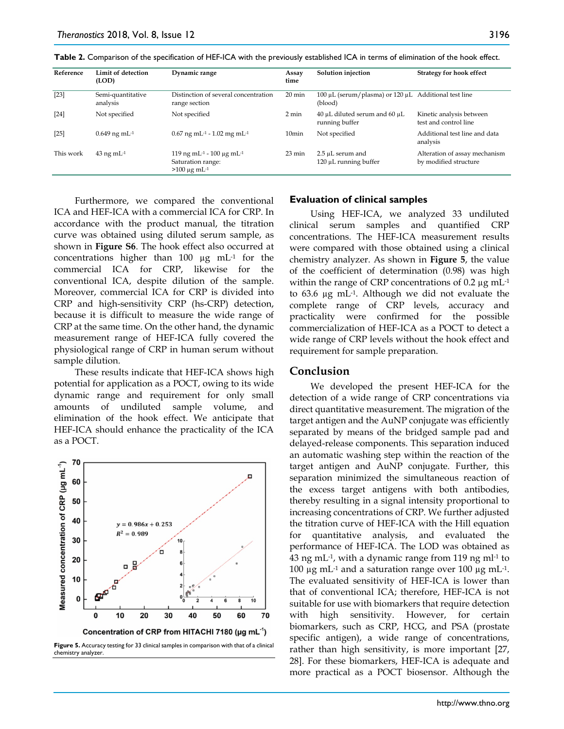**Table 2.** Comparison of the specification of HEF-ICA with the previously established ICA in terms of elimination of the hook effect.

| Reference | Limit of detection (LOD) | Dynamic range | Assay time | Solution injection | Strategy for hook effect |
|---|---|---|---|---|---|
| [23] | Semi-quantitative analysis | Distinction of several concentration range section | 20 min | 100 µL (serum/plasma) or 120 µL (blood) | Additional test line |
| [24] | Not specified | Not specified | 2 min | 40 µL diluted serum and 60 µL running buffer | Kinetic analysis between test and control line |
| [25] | 0.649 ng mL$^{-1}$ | 0.67 ng mL$^{-1}$ - 1.02 mg mL$^{-1}$ | 10min | Not specified | Additional test line and data analysis |
| This work | 43 ng mL$^{-1}$ | 119 ng mL$^{-1}$ - 100 µg mL$^{-1}$ Saturation range: >100 µg mL$^{-1}$ | 23 min | 2.5 µL serum and 120 µL running buffer | Alteration of assay mechanism by modified structure |

Furthermore, we compared the conventional ICA and HEF-ICA with a commercial ICA for CRP. In accordance with the product manual, the titration curve was obtained using diluted serum sample, as shown in **Figure S6**. The hook effect also occurred at concentrations higher than 100 µg mL$^{-1}$ for the commercial ICA for CRP, likewise for the conventional ICA, despite dilution of the sample. Moreover, commercial ICA for CRP is divided into CRP and high-sensitivity CRP (hs-CRP) detection, because it is difficult to measure the wide range of CRP at the same time. On the other hand, the dynamic measurement range of HEF-ICA fully covered the physiological range of CRP in human serum without sample dilution.

These results indicate that HEF-ICA shows high potential for application as a POCT, owing to its wide dynamic range and requirement for only small amounts of undiluted sample volume, and elimination of the hook effect. We anticipate that HEF-ICA should enhance the practicality of the ICA as a POCT.

**Figure 5.** Accuracy testing for 33 clinical samples in comparison with that of a clinical chemistry analyzer.

### Evaluation of clinical samples

Using HEF-ICA, we analyzed 33 undiluted clinical serum samples and quantified CRP concentrations. The HEF-ICA measurement results were compared with those obtained using a clinical chemistry analyzer. As shown in **Figure 5**, the value of the coefficient of determination (0.98) was high within the range of CRP concentrations of 0.2 µg mL$^{-1}$ to 63.6 µg mL$^{-1}$. Although we did not evaluate the complete range of CRP levels, accuracy and practicality were confirmed for the possible commercialization of HEF-ICA as a POCT to detect a wide range of CRP levels without the hook effect and requirement for sample preparation.

## Conclusion

We developed the present HEF-ICA for the detection of a wide range of CRP concentrations via direct quantitative measurement. The migration of the target antigen and the AuNP conjugate was efficiently separated by means of the bridged sample pad and delayed-release components. This separation induced an automatic washing step within the reaction of the target antigen and AuNP conjugate. Further, this separation minimized the simultaneous reaction of the excess target antigens with both antibodies, thereby resulting in a signal intensity proportional to increasing concentrations of CRP. We further adjusted the titration curve of HEF-ICA with the Hill equation for quantitative analysis, and evaluated the performance of HEF-ICA. The LOD was obtained as 43 ng mL$^{-1}$, with a dynamic range from 119 ng ml$^{-1}$ to 100 µg mL$^{-1}$ and a saturation range over 100 µg mL$^{-1}$. The evaluated sensitivity of HEF-ICA is lower than that of conventional ICA; therefore, HEF-ICA is not suitable for use with biomarkers that require detection with high sensitivity. However, for certain biomarkers, such as CRP, HCG, and PSA (prostate specific antigen), a wide range of concentrations, rather than high sensitivity, is more important [27, 28]. For these biomarkers, HEF-ICA is adequate and more practical as a POCT biosensor. Although the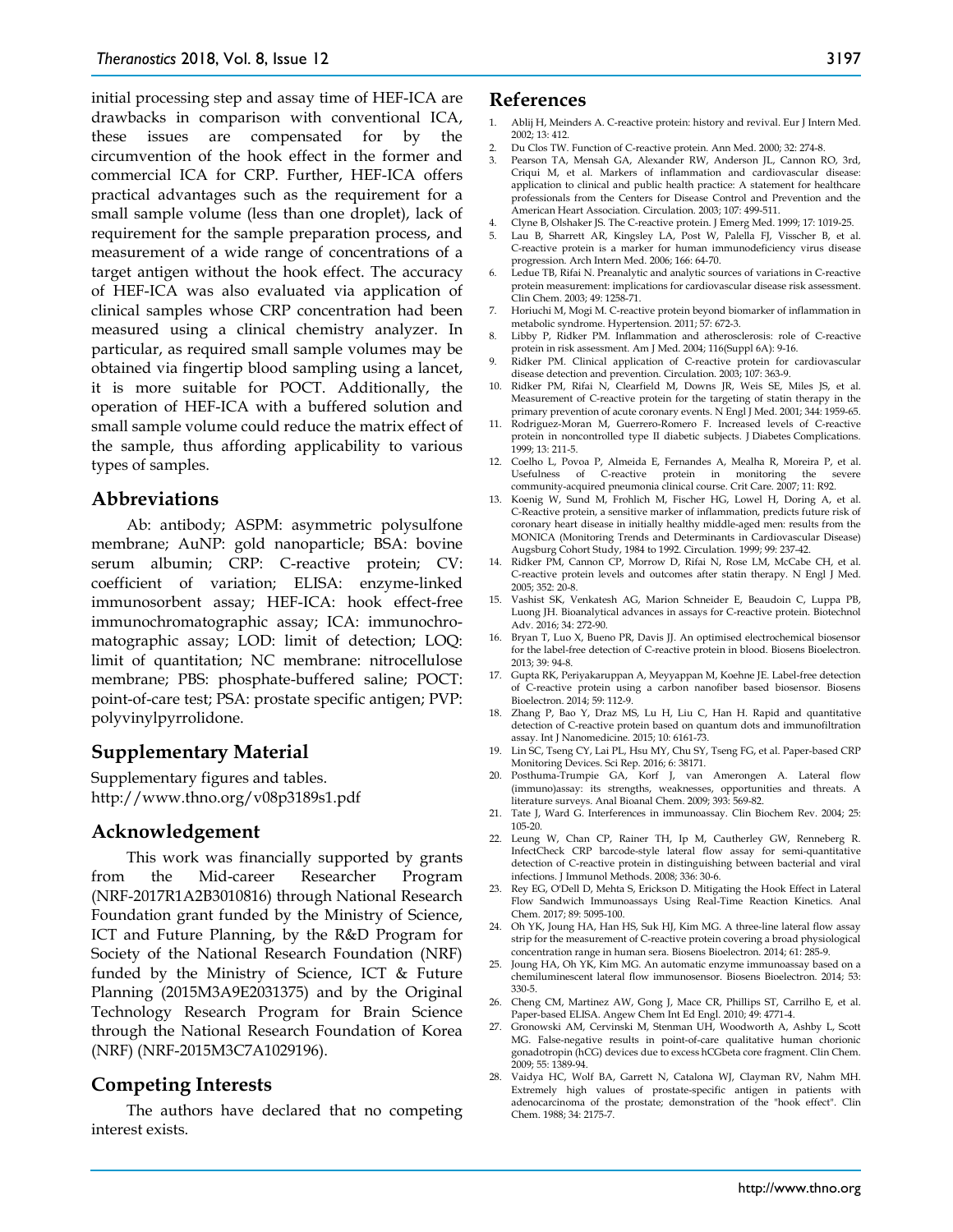initial processing step and assay time of HEF-ICA are drawbacks in comparison with conventional ICA, these issues are compensated for by the circumvention of the hook effect in the former and commercial ICA for CRP. Further, HEF-ICA offers practical advantages such as the requirement for a small sample volume (less than one droplet), lack of requirement for the sample preparation process, and measurement of a wide range of concentrations of a target antigen without the hook effect. The accuracy of HEF-ICA was also evaluated via application of clinical samples whose CRP concentration had been measured using a clinical chemistry analyzer. In particular, as required small sample volumes may be obtained via fingertip blood sampling using a lancet, it is more suitable for POCT. Additionally, the operation of HEF-ICA with a buffered solution and small sample volume could reduce the matrix effect of the sample, thus affording applicability to various types of samples.

## Abbreviations

Ab: antibody; ASPM: asymmetric polysulfone membrane; AuNP: gold nanoparticle; BSA: bovine serum albumin; CRP: C-reactive protein; CV: coefficient of variation; ELISA: enzyme-linked immunosorbent assay; HEF-ICA: hook effect-free immunochromatographic assay; ICA: immunochromatographic assay; LOD: limit of detection; LOQ: limit of quantitation; NC membrane: nitrocellulose membrane; PBS: phosphate-buffered saline; POCT: point-of-care test; PSA: prostate specific antigen; PVP: polyvinylpyrrolidone.

## Supplementary Material

Supplementary figures and tables.
http://www.thno.org/v08p3189s1.pdf

## Acknowledgement

This work was financially supported by grants from the Mid-career Researcher Program (NRF-2017R1A2B3010816) through National Research Foundation grant funded by the Ministry of Science, ICT and Future Planning, by the R&D Program for Society of the National Research Foundation (NRF) funded by the Ministry of Science, ICT & Future Planning (2015M3A9E2031375) and by the Original Technology Research Program for Brain Science through the National Research Foundation of Korea (NRF) (NRF-2015M3C7A1029196).

## Competing Interests

The authors have declared that no competing interest exists.

## References

1. Ablij H, Meinders A. C-reactive protein: history and revival. Eur J Intern Med. 2002; 13: 412.
2. Du Clos TW. Function of C-reactive protein. Ann Med. 2000; 32: 274-8.
3. Pearson TA, Mensah GA, Alexander RW, Anderson JL, Cannon RO, 3rd, Criqui M, et al. Markers of inflammation and cardiovascular disease: application to clinical and public health practice: A statement for healthcare professionals from the Centers for Disease Control and Prevention and the American Heart Association. Circulation. 2003; 107: 499-511.
4. Clyne B, Olshaker JS. The C-reactive protein. J Emerg Med. 1999; 17: 1019-25.
5. Lau B, Sharrett AR, Kingsley LA, Post W, Palella FJ, Visscher B, et al. C-reactive protein is a marker for human immunodeficiency virus disease progression. Arch Intern Med. 2006; 166: 64-70.
6. Ledue TB, Rifai N. Preanalytic and analytic sources of variations in C-reactive protein measurement: implications for cardiovascular disease risk assessment. Clin Chem. 2003; 49: 1258-71.
7. Horiuchi M, Mogi M. C-reactive protein beyond biomarker of inflammation in metabolic syndrome. Hypertension. 2011; 57: 672-3.
8. Libby P, Ridker PM. Inflammation and atherosclerosis: role of C-reactive protein in risk assessment. Am J Med. 2004; 116(Suppl 6A): 9-16.
9. Ridker PM. Clinical application of C-reactive protein for cardiovascular disease detection and prevention. Circulation. 2003; 107: 363-9.
10. Ridker PM, Rifai N, Clearfield M, Downs JR, Weis SE, Miles JS, et al. Measurement of C-reactive protein for the targeting of statin therapy in the primary prevention of acute coronary events. N Engl J Med. 2001; 344: 1959-65.
11. Rodriguez-Moran M, Guerrero-Romero F. Increased levels of C-reactive protein in noncontrolled type II diabetic subjects. J Diabetes Complications. 1999; 13: 211-5.
12. Coelho L, Povoa P, Almeida E, Fernandes A, Mealha R, Moreira P, et al. Usefulness of C-reactive protein in monitoring the severe community-acquired pneumonia clinical course. Crit Care. 2007; 11: R92.
13. Koenig W, Sund M, Frohlich M, Fischer HG, Lowel H, Doring A, et al. C-Reactive protein, a sensitive marker of inflammation, predicts future risk of coronary heart disease in initially healthy middle-aged men: results from the MONICA (Monitoring Trends and Determinants in Cardiovascular Disease) Augsburg Cohort Study, 1984 to 1992. Circulation. 1999; 99: 237-42.
14. Ridker PM, Cannon CP, Morrow D, Rifai N, Rose LM, McCabe CH, et al. C-reactive protein levels and outcomes after statin therapy. N Engl J Med. 2005; 352: 20-8.
15. Vashist SK, Venkatesh AG, Marion Schneider E, Beaudoin C, Luppa PB, Luong JH. Bioanalytical advances in assays for C-reactive protein. Biotechnol Adv. 2016; 34: 272-90.
16. Bryan T, Luo X, Bueno PR, Davis JJ. An optimised electrochemical biosensor for the label-free detection of C-reactive protein in blood. Biosens Bioelectron. 2013; 39: 94-8.
17. Gupta RK, Periyakaruppan A, Meyyappan M, Koehne JE. Label-free detection of C-reactive protein using a carbon nanofiber based biosensor. Biosens Bioelectron. 2014; 59: 112-9.
18. Zhang P, Bao Y, Draz MS, Lu H, Liu C, Han H. Rapid and quantitative detection of C-reactive protein based on quantum dots and immunofiltration assay. Int J Nanomedicine. 2015; 10: 6161-73.
19. Lin SC, Tseng CY, Lai PL, Hsu MY, Chu SY, Tseng FG, et al. Paper-based CRP Monitoring Devices. Sci Rep. 2016; 6: 38171.
20. Posthuma-Trumpie GA, Korf J, van Amerongen A. Lateral flow (immuno)assay: its strengths, weaknesses, opportunities and threats. A literature surveys. Anal Bioanal Chem. 2009; 393: 569-82.
21. Tate J, Ward G. Interferences in immunoassay. Clin Biochem Rev. 2004; 25: 105-20.
22. Leung W, Chan CP, Rainer TH, Ip M, Cautherley GW, Renneberg R. InfectCheck CRP barcode-style lateral flow assay for semi-quantitative detection of C-reactive protein in distinguishing between bacterial and viral infections. J Immunol Methods. 2008; 336: 30-6.
23. Rey EG, O'Dell D, Mehta S, Erickson D. Mitigating the Hook Effect in Lateral Flow Sandwich Immunoassays Using Real-Time Reaction Kinetics. Anal Chem. 2017; 89: 5095-100.
24. Oh YK, Joung HA, Han HS, Suk HJ, Kim MG. A three-line lateral flow assay strip for the measurement of C-reactive protein covering a broad physiological concentration range in human sera. Biosens Bioelectron. 2014; 61: 285-9.
25. Joung HA, Oh YK, Kim MG. An automatic enzyme immunoassay based on a chemiluminescent lateral flow immunosensor. Biosens Bioelectron. 2014; 53: 330-5.
26. Cheng CM, Martinez AW, Gong J, Mace CR, Phillips ST, Carrilho E, et al. Paper-based ELISA. Angew Chem Int Ed Engl. 2010; 49: 4771-4.
27. Gronowski AM, Cervinski M, Stenman UH, Woodworth A, Ashby L, Scott MG. False-negative results in point-of-care qualitative human chorionic gonadotropin (hCG) devices due to excess hCGbeta core fragment. Clin Chem. 2009; 55: 1389-94.
28. Vaidya HC, Wolf BA, Garrett N, Catalona WJ, Clayman RV, Nahm MH. Extremely high values of prostate-specific antigen in patients with adenocarcinoma of the prostate; demonstration of the "hook effect". Clin Chem. 1988; 34: 2175-7.